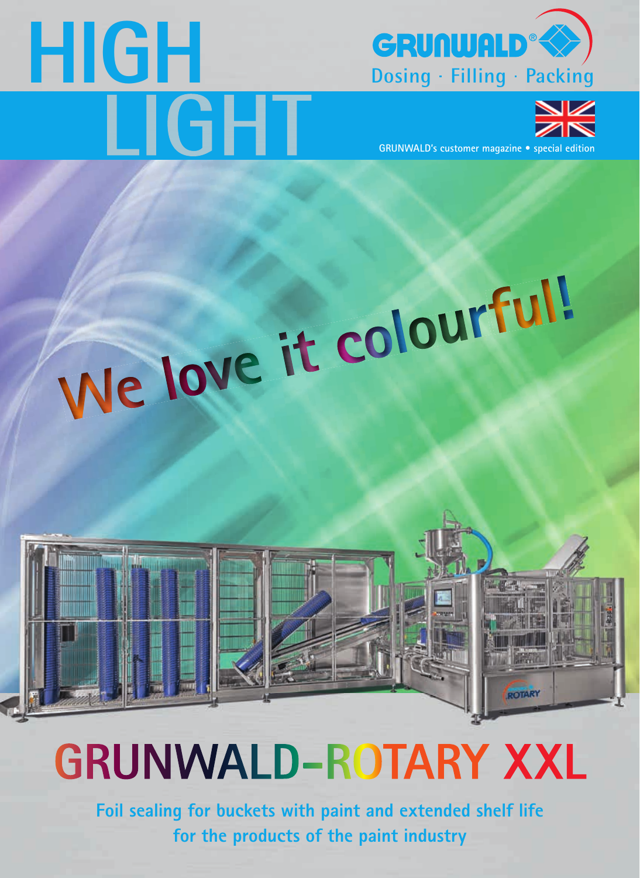# HIGH LIGHT

GRUNWALD®
Dosing · Filling · Packing

GRUNWALD's customer magazine • special edition

We love it colourful!

# GRUNWALD-ROTARY XXL

**Foil sealing for buckets with paint and extended shelf life for the products of the paint industry**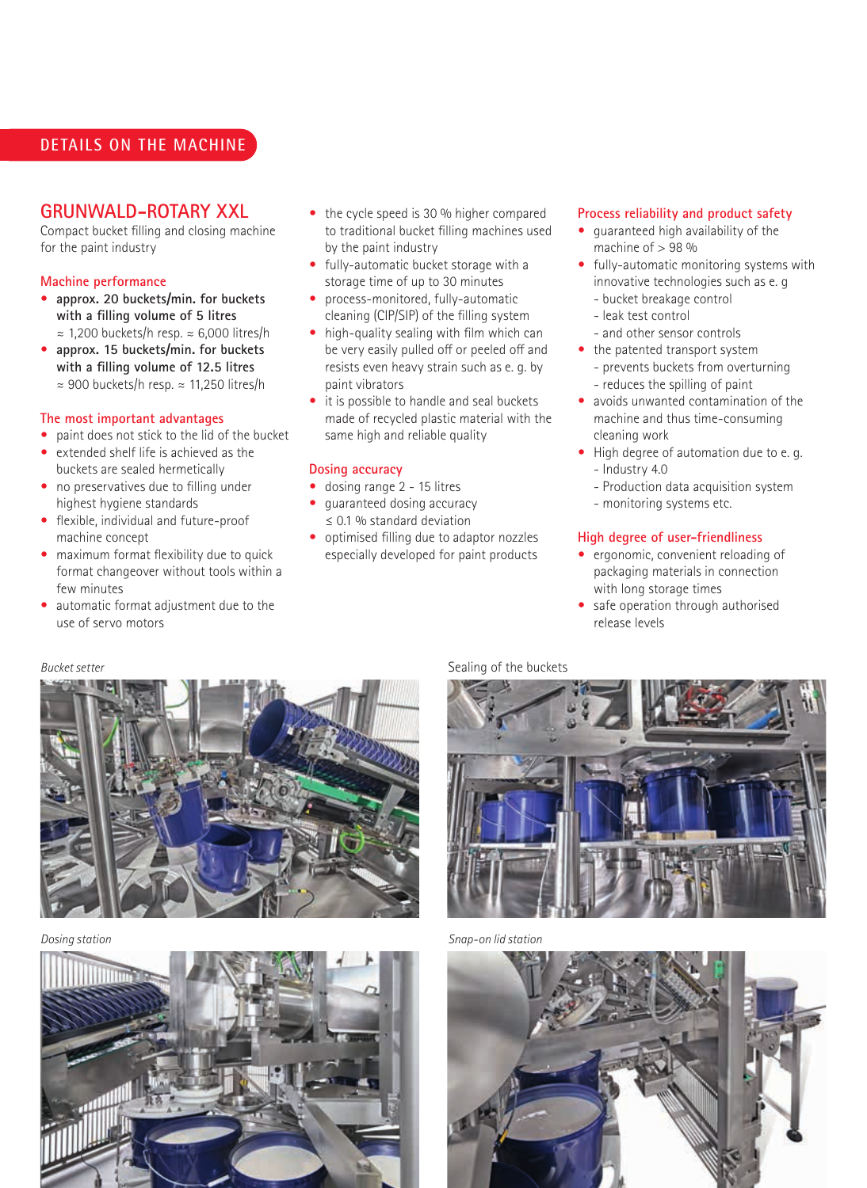## DETAILS ON THE MACHINE

# GRUNWALD-ROTARY XXL

Compact bucket filling and closing machine for the paint industry

### Machine performance

- **approx. 20 buckets/min. for buckets with a filling volume of 5 litres**
  ≈ 1,200 buckets/h resp. ≈ 6,000 litres/h
- **approx. 15 buckets/min. for buckets with a filling volume of 12.5 litres**
  ≈ 900 buckets/h resp. ≈ 11,250 litres/h

### The most important advantages

- paint does not stick to the lid of the bucket
- extended shelf life is achieved as the buckets are sealed hermetically
- no preservatives due to filling under highest hygiene standards
- flexible, individual and future-proof machine concept
- maximum format flexibility due to quick format changeover without tools within a few minutes
- automatic format adjustment due to the use of servo motors
- the cycle speed is 30 % higher compared to traditional bucket filling machines used by the paint industry
- fully-automatic bucket storage with a storage time of up to 30 minutes
- process-monitored, fully-automatic cleaning (CIP/SIP) of the filling system
- high-quality sealing with film which can be very easily pulled off or peeled off and resists even heavy strain such as e. g. by paint vibrators
- it is possible to handle and seal buckets made of recycled plastic material with the same high and reliable quality

### Dosing accuracy

- dosing range 2 - 15 litres
- guaranteed dosing accuracy
  ≤ 0.1 % standard deviation
- optimised filling due to adaptor nozzles especially developed for paint products

### Process reliability and product safety

- guaranteed high availability of the machine of > 98 %
- fully-automatic monitoring systems with innovative technologies such as e. g
  - bucket breakage control
  - leak test control
  - and other sensor controls
- the patented transport system
  - prevents buckets from overturning
  - reduces the spilling of paint
- avoids unwanted contamination of the machine and thus time-consuming cleaning work
- High degree of automation due to e. g.
  - Industry 4.0
  - Production data acquisition system
  - monitoring systems etc.

### High degree of user-friendliness

- ergonomic, convenient reloading of packaging materials in connection with long storage times
- safe operation through authorised release levels

*Bucket setter*

Sealing of the buckets

*Dosing station*

*Snap-on lid station*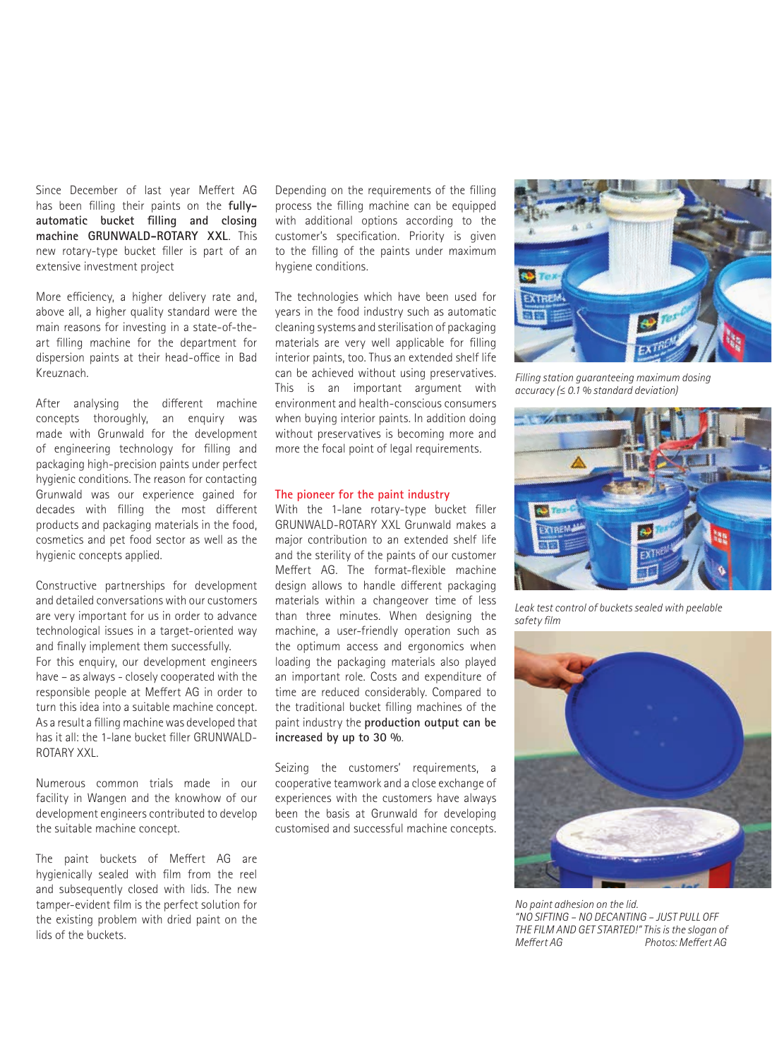Since December of last year Meffert AG has been filling their paints on the **fully-automatic bucket filling and closing machine GRUNWALD-ROTARY XXL**. This new rotary-type bucket filler is part of an extensive investment project

More efficiency, a higher delivery rate and, above all, a higher quality standard were the main reasons for investing in a state-of-the-art filling machine for the department for dispersion paints at their head-office in Bad Kreuznach.

After analysing the different machine concepts thoroughly, an enquiry was made with Grunwald for the development of engineering technology for filling and packaging high-precision paints under perfect hygienic conditions. The reason for contacting Grunwald was our experience gained for decades with filling the most different products and packaging materials in the food, cosmetics and pet food sector as well as the hygienic concepts applied.

Constructive partnerships for development and detailed conversations with our customers are very important for us in order to advance technological issues in a target-oriented way and finally implement them successfully.
For this enquiry, our development engineers have – as always - closely cooperated with the responsible people at Meffert AG in order to turn this idea into a suitable machine concept. As a result a filling machine was developed that has it all: the 1-lane bucket filler GRUNWALD-ROTARY XXL.

Numerous common trials made in our facility in Wangen and the knowhow of our development engineers contributed to develop the suitable machine concept.

The paint buckets of Meffert AG are hygienically sealed with film from the reel and subsequently closed with lids. The new tamper-evident film is the perfect solution for the existing problem with dried paint on the lids of the buckets.

Depending on the requirements of the filling process the filling machine can be equipped with additional options according to the customer's specification. Priority is given to the filling of the paints under maximum hygiene conditions.

The technologies which have been used for years in the food industry such as automatic cleaning systems and sterilisation of packaging materials are very well applicable for filling interior paints, too. Thus an extended shelf life can be achieved without using preservatives. This is an important argument with environment and health-conscious consumers when buying interior paints. In addition doing without preservatives is becoming more and more the focal point of legal requirements.

## The pioneer for the paint industry

With the 1-lane rotary-type bucket filler GRUNWALD-ROTARY XXL Grunwald makes a major contribution to an extended shelf life and the sterility of the paints of our customer Meffert AG. The format-flexible machine design allows to handle different packaging materials within a changeover time of less than three minutes. When designing the machine, a user-friendly operation such as the optimum access and ergonomics when loading the packaging materials also played an important role. Costs and expenditure of time are reduced considerably. Compared to the traditional bucket filling machines of the paint industry the **production output can be increased by up to 30 %**.

Seizing the customers' requirements, a cooperative teamwork and a close exchange of experiences with the customers have always been the basis at Grunwald for developing customised and successful machine concepts.

*Filling station guaranteeing maximum dosing accuracy (≤ 0.1 % standard deviation)*

*Leak test control of buckets sealed with peelable safety film*

*No paint adhesion on the lid.*
*"NO SIFTING – NO DECANTING – JUST PULL OFF THE FILM AND GET STARTED!" This is the slogan of Meffert AG* *Photos: Meffert AG*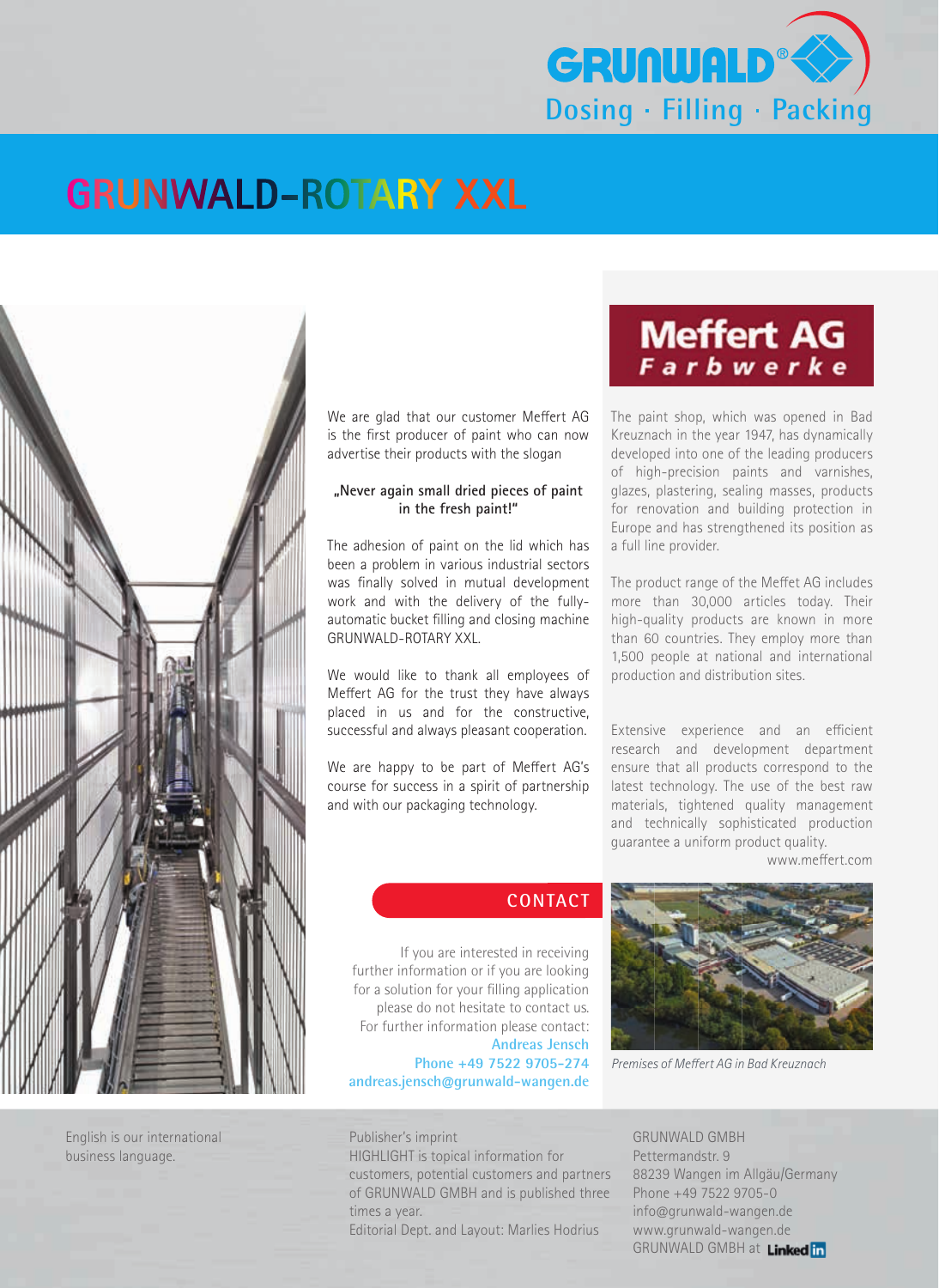# GRUNWALD-ROTARY XXL

We are glad that our customer Meffert AG is the first producer of paint who can now advertise their products with the slogan

**„Never again small dried pieces of paint in the fresh paint!"**

The adhesion of paint on the lid which has been a problem in various industrial sectors was finally solved in mutual development work and with the delivery of the fully-automatic bucket filling and closing machine GRUNWALD-ROTARY XXL.

We would like to thank all employees of Meffert AG for the trust they have always placed in us and for the constructive, successful and always pleasant cooperation.

We are happy to be part of Meffert AG's course for success in a spirit of partnership and with our packaging technology.

## Meffert AG Farbwerke

The paint shop, which was opened in Bad Kreuznach in the year 1947, has dynamically developed into one of the leading producers of high-precision paints and varnishes, glazes, plastering, sealing masses, products for renovation and building protection in Europe and has strengthened its position as a full line provider.

The product range of the Meffet AG includes more than 30,000 articles today. Their high-quality products are known in more than 60 countries. They employ more than 1,500 people at national and international production and distribution sites.

Extensive experience and an efficient research and development department ensure that all products correspond to the latest technology. The use of the best raw materials, tightened quality management and technically sophisticated production guarantee a uniform product quality.

www.meffert.com

*Premises of Meffert AG in Bad Kreuznach*

## CONTACT

If you are interested in receiving further information or if you are looking for a solution for your filling application please do not hesitate to contact us.
For further information please contact:
Andreas Jensch
Phone +49 7522 9705-274
andreas.jensch@grunwald-wangen.de

English is our international business language.

Publisher's imprint
HIGHLIGHT is topical information for customers, potential customers and partners of GRUNWALD GMBH and is published three times a year.
Editorial Dept. and Layout: Marlies Hodrius

GRUNWALD GMBH
Pettermandstr. 9
88239 Wangen im Allgäu/Germany
Phone +49 7522 9705-0
info@grunwald-wangen.de
www.grunwald-wangen.de
GRUNWALD GMBH at LinkedIn